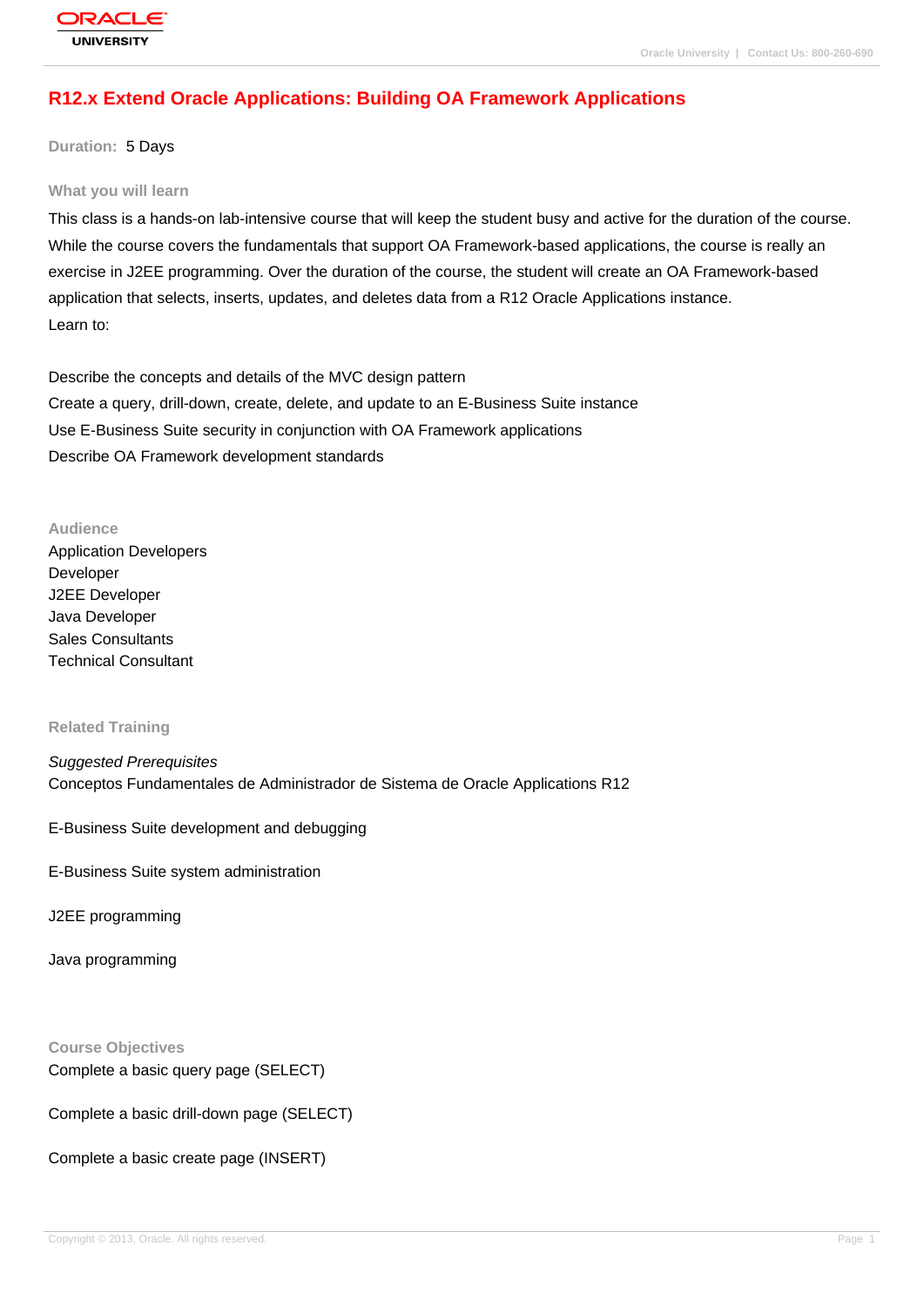# R12.x Extend Oracle Applications: Building OA Framework Applications

**Duration:** 5 Days

## What you will learn

This class is a hands-on lab-intensive course that will keep the student busy and active for the duration of the course. While the course covers the fundamentals that support OA Framework-based applications, the course is really an exercise in J2EE programming. Over the duration of the course, the student will create an OA Framework-based application that selects, inserts, updates, and deletes data from a R12 Oracle Applications instance.
Learn to:

Describe the concepts and details of the MVC design pattern
Create a query, drill-down, create, delete, and update to an E-Business Suite instance
Use E-Business Suite security in conjunction with OA Framework applications
Describe OA Framework development standards

## Audience

Application Developers
Developer
J2EE Developer
Java Developer
Sales Consultants
Technical Consultant

## Related Training

*Suggested Prerequisites*
Conceptos Fundamentales de Administrador de Sistema de Oracle Applications R12

E-Business Suite development and debugging

E-Business Suite system administration

J2EE programming

Java programming

## Course Objectives

Complete a basic query page (SELECT)

Complete a basic drill-down page (SELECT)

Complete a basic create page (INSERT)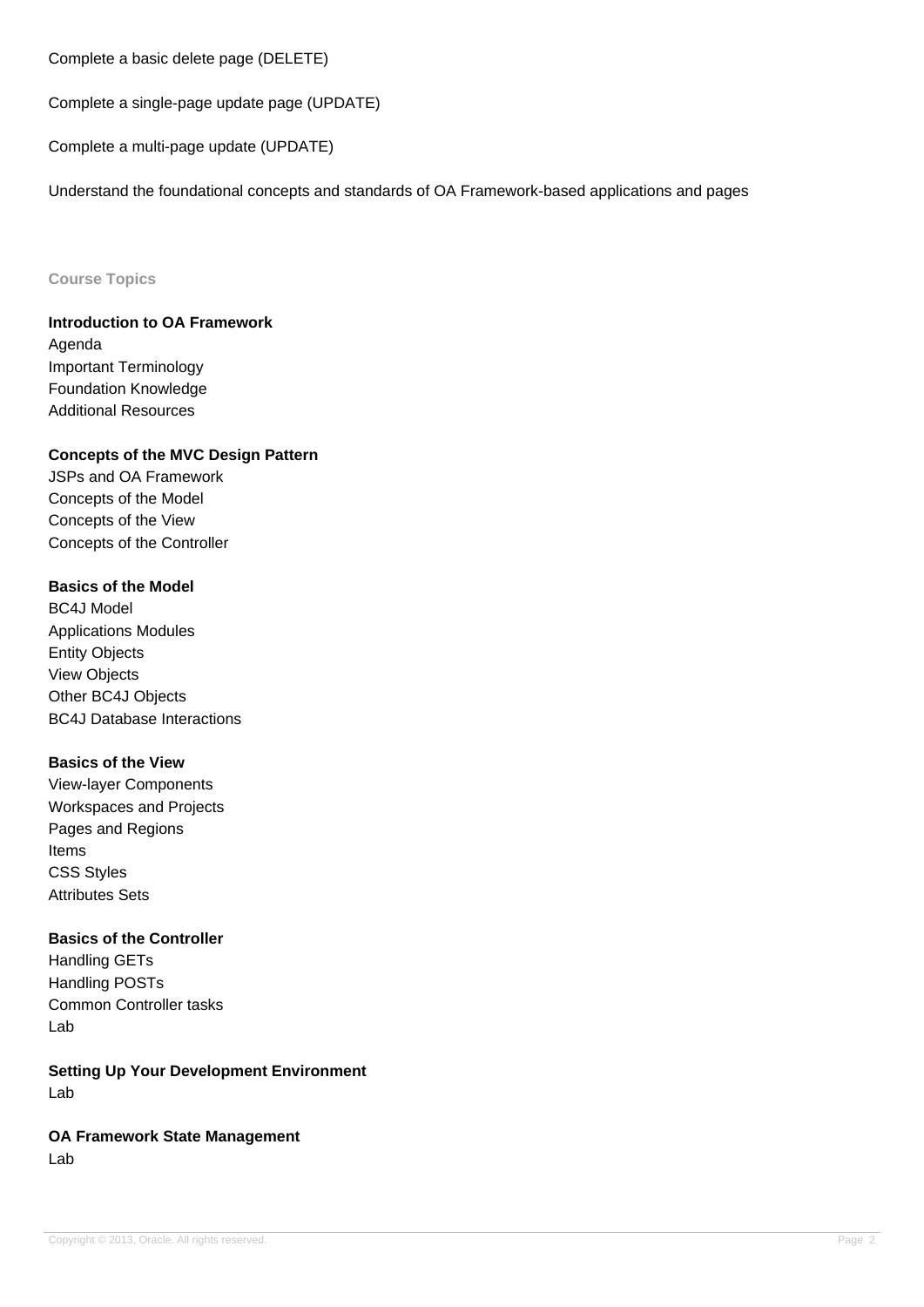Complete a basic delete page (DELETE)

Complete a single-page update page (UPDATE)

Complete a multi-page update (UPDATE)

Understand the foundational concepts and standards of OA Framework-based applications and pages

## Course Topics

**Introduction to OA Framework**
Agenda
Important Terminology
Foundation Knowledge
Additional Resources

**Concepts of the MVC Design Pattern**
JSPs and OA Framework
Concepts of the Model
Concepts of the View
Concepts of the Controller

**Basics of the Model**
BC4J Model
Applications Modules
Entity Objects
View Objects
Other BC4J Objects
BC4J Database Interactions

**Basics of the View**
View-layer Components
Workspaces and Projects
Pages and Regions
Items
CSS Styles
Attributes Sets

**Basics of the Controller**
Handling GETs
Handling POSTs
Common Controller tasks
Lab

**Setting Up Your Development Environment**
Lab

**OA Framework State Management**
Lab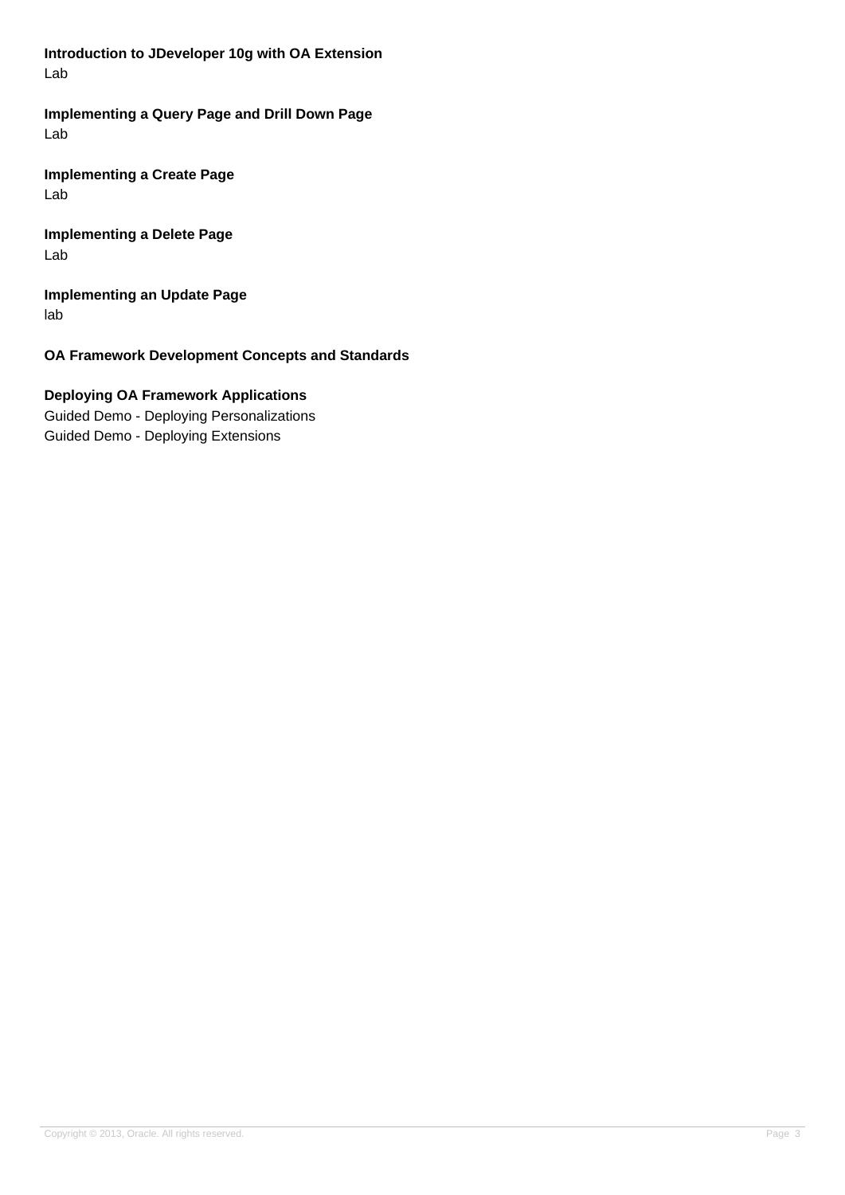**Introduction to JDeveloper 10g with OA Extension**
Lab

**Implementing a Query Page and Drill Down Page**
Lab

**Implementing a Create Page**
Lab

**Implementing a Delete Page**
Lab

**Implementing an Update Page**
lab

**OA Framework Development Concepts and Standards**

**Deploying OA Framework Applications**
Guided Demo - Deploying Personalizations
Guided Demo - Deploying Extensions